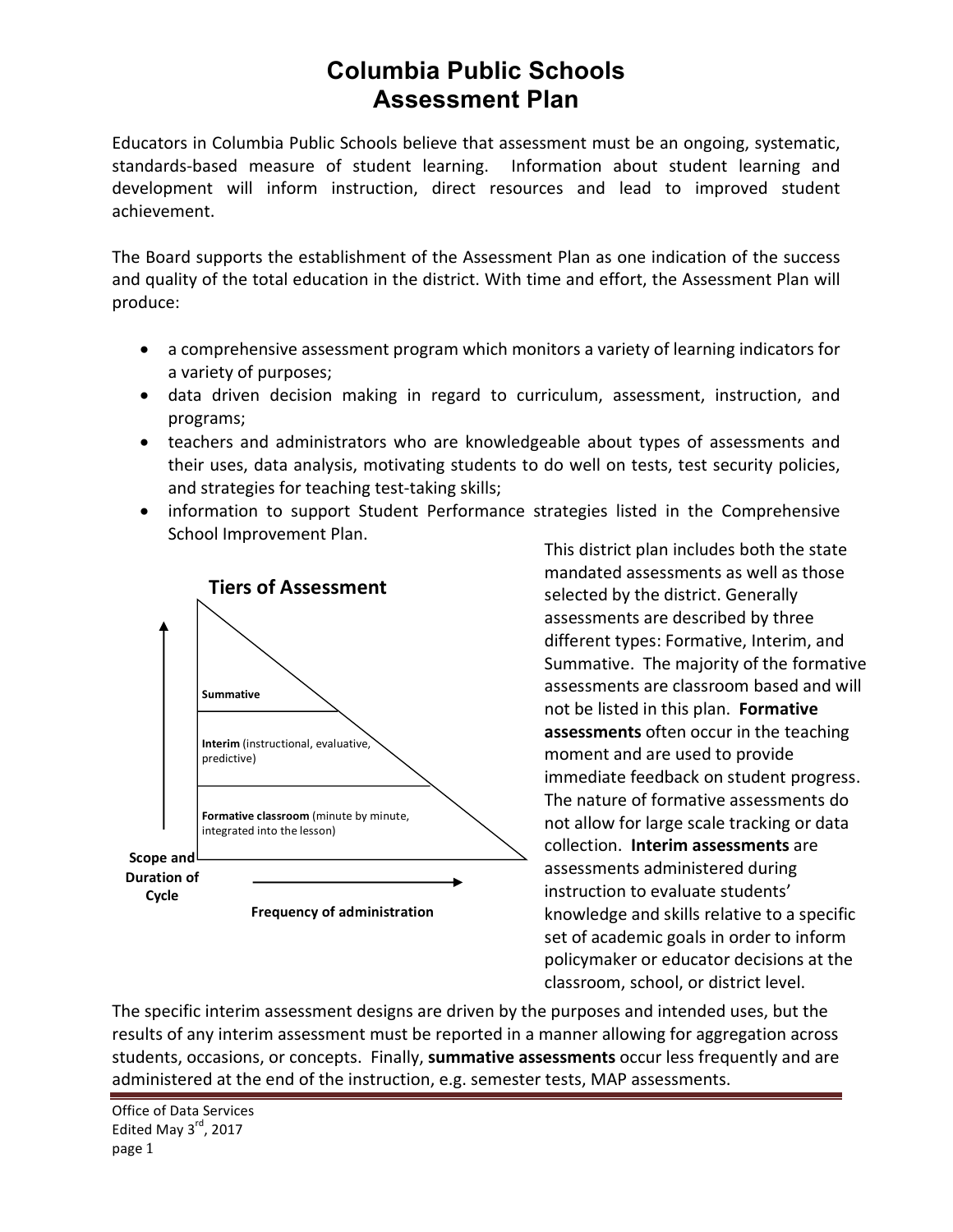# Columbia Public Schools
# Assessment Plan

Educators in Columbia Public Schools believe that assessment must be an ongoing, systematic, standards-based measure of student learning. Information about student learning and development will inform instruction, direct resources and lead to improved student achievement.

The Board supports the establishment of the Assessment Plan as one indication of the success and quality of the total education in the district. With time and effort, the Assessment Plan will produce:

- a comprehensive assessment program which monitors a variety of learning indicators for a variety of purposes;
- data driven decision making in regard to curriculum, assessment, instruction, and programs;
- teachers and administrators who are knowledgeable about types of assessments and their uses, data analysis, motivating students to do well on tests, test security policies, and strategies for teaching test-taking skills;
- information to support Student Performance strategies listed in the Comprehensive School Improvement Plan.

**Tiers of Assessment**

- **Summative**
- **Interim** (instructional, evaluative, predictive)
- **Formative classroom** (minute by minute, integrated into the lesson)

Scope and Duration of Cycle (vertical axis) — Frequency of administration (horizontal axis)

This district plan includes both the state mandated assessments as well as those selected by the district. Generally assessments are described by three different types: Formative, Interim, and Summative. The majority of the formative assessments are classroom based and will not be listed in this plan. **Formative assessments** often occur in the teaching moment and are used to provide immediate feedback on student progress. The nature of formative assessments do not allow for large scale tracking or data collection. **Interim assessments** are assessments administered during instruction to evaluate students' knowledge and skills relative to a specific set of academic goals in order to inform policymaker or educator decisions at the classroom, school, or district level.

The specific interim assessment designs are driven by the purposes and intended uses, but the results of any interim assessment must be reported in a manner allowing for aggregation across students, occasions, or concepts. Finally, **summative assessments** occur less frequently and are administered at the end of the instruction, e.g. semester tests, MAP assessments.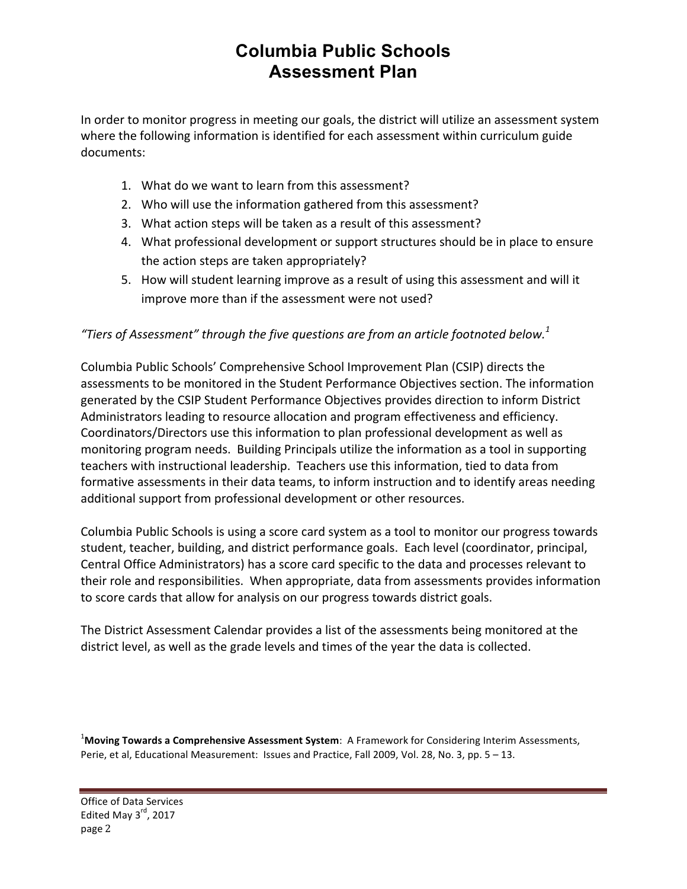# Columbia Public Schools Assessment Plan

In order to monitor progress in meeting our goals, the district will utilize an assessment system where the following information is identified for each assessment within curriculum guide documents:

1. What do we want to learn from this assessment?
2. Who will use the information gathered from this assessment?
3. What action steps will be taken as a result of this assessment?
4. What professional development or support structures should be in place to ensure the action steps are taken appropriately?
5. How will student learning improve as a result of using this assessment and will it improve more than if the assessment were not used?

*"Tiers of Assessment" through the five questions are from an article footnoted below.*[1]

Columbia Public Schools' Comprehensive School Improvement Plan (CSIP) directs the assessments to be monitored in the Student Performance Objectives section. The information generated by the CSIP Student Performance Objectives provides direction to inform District Administrators leading to resource allocation and program effectiveness and efficiency. Coordinators/Directors use this information to plan professional development as well as monitoring program needs. Building Principals utilize the information as a tool in supporting teachers with instructional leadership. Teachers use this information, tied to data from formative assessments in their data teams, to inform instruction and to identify areas needing additional support from professional development or other resources.

Columbia Public Schools is using a score card system as a tool to monitor our progress towards student, teacher, building, and district performance goals. Each level (coordinator, principal, Central Office Administrators) has a score card specific to the data and processes relevant to their role and responsibilities. When appropriate, data from assessments provides information to score cards that allow for analysis on our progress towards district goals.

The District Assessment Calendar provides a list of the assessments being monitored at the district level, as well as the grade levels and times of the year the data is collected.

[1] **Moving Towards a Comprehensive Assessment System**: A Framework for Considering Interim Assessments, Perie, et al, Educational Measurement: Issues and Practice, Fall 2009, Vol. 28, No. 3, pp. 5 – 13.

Office of Data Services
Edited May 3rd, 2017